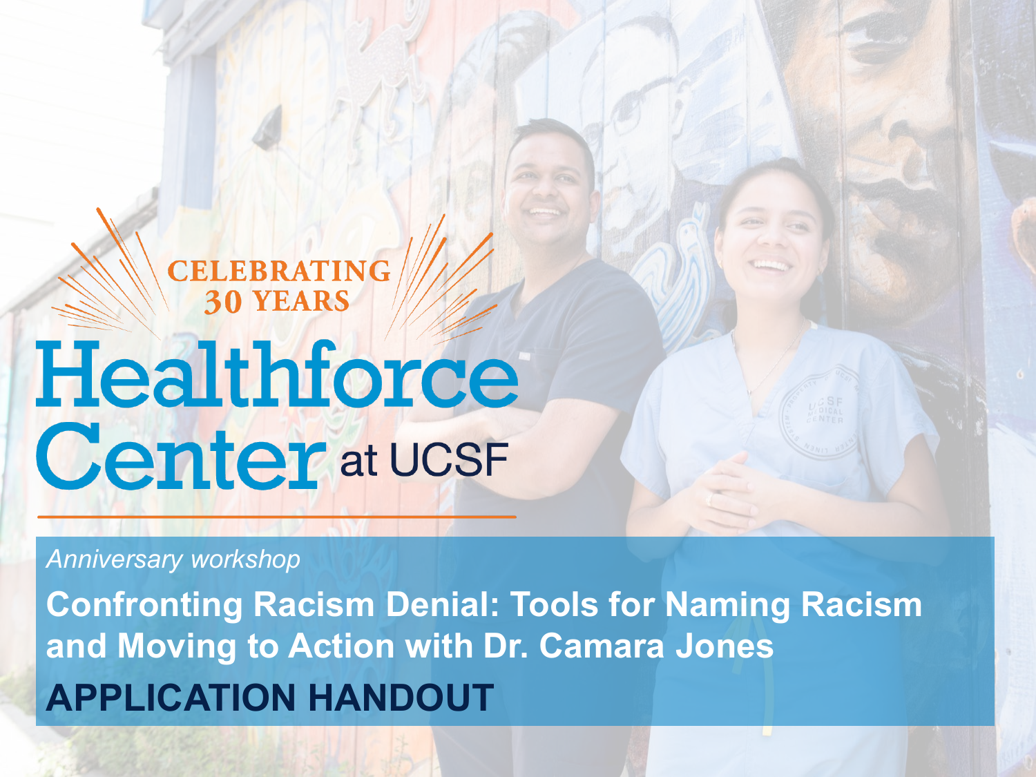CELEBRATING 30 YEARS

# Healthforce Center at UCSF

*Anniversary workshop*

**Confronting Racism Denial: Tools for Naming Racism and Moving to Action with Dr. Camara Jones**

**APPLICATION HANDOUT**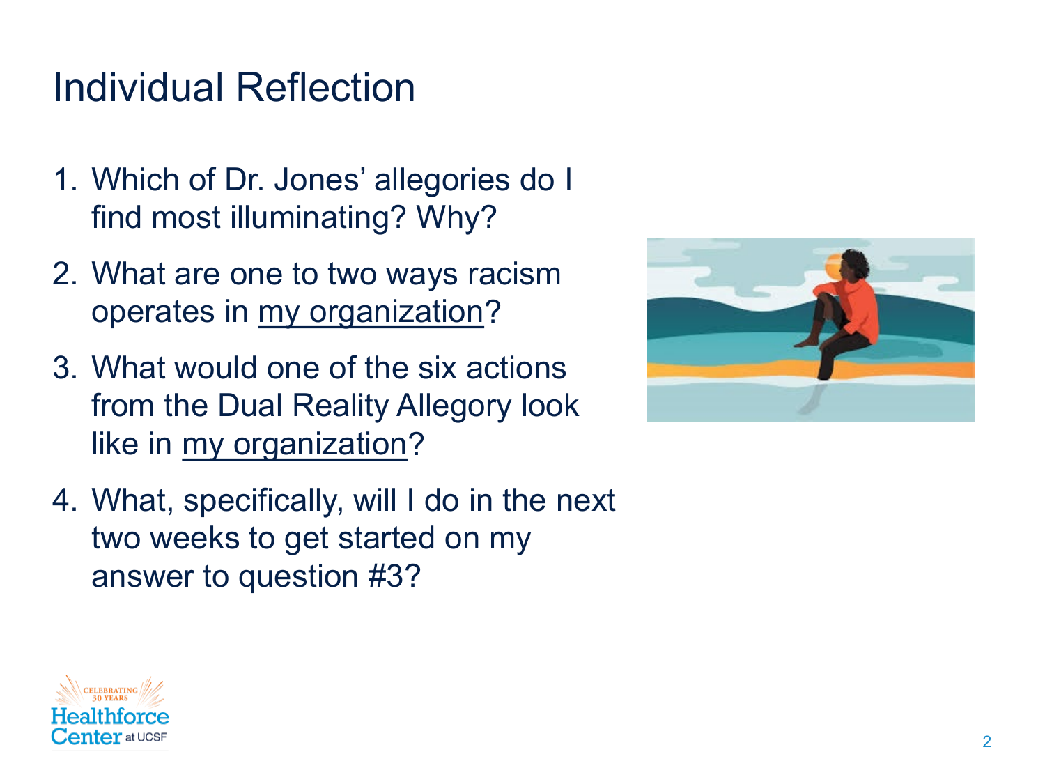# Individual Reflection

1. Which of Dr. Jones' allegories do I find most illuminating? Why?
2. What are one to two ways racism operates in <u>my organization</u>?
3. What would one of the six actions from the Dual Reality Allegory look like in <u>my organization</u>?
4. What, specifically, will I do in the next two weeks to get started on my answer to question #3?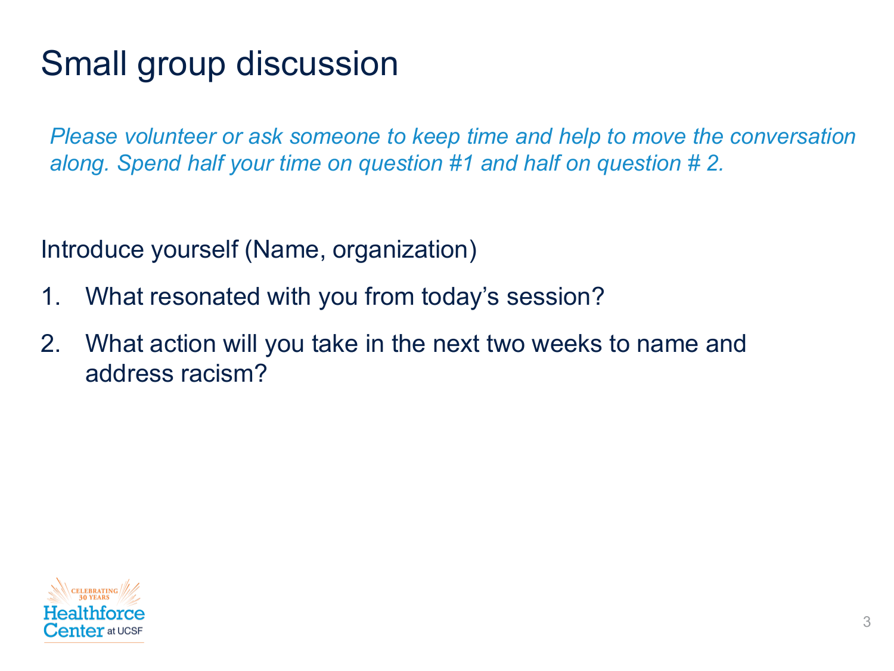# Small group discussion

*Please volunteer or ask someone to keep time and help to move the conversation along. Spend half your time on question #1 and half on question # 2.*

Introduce yourself (Name, organization)

1. What resonated with you from today's session?
2. What action will you take in the next two weeks to name and address racism?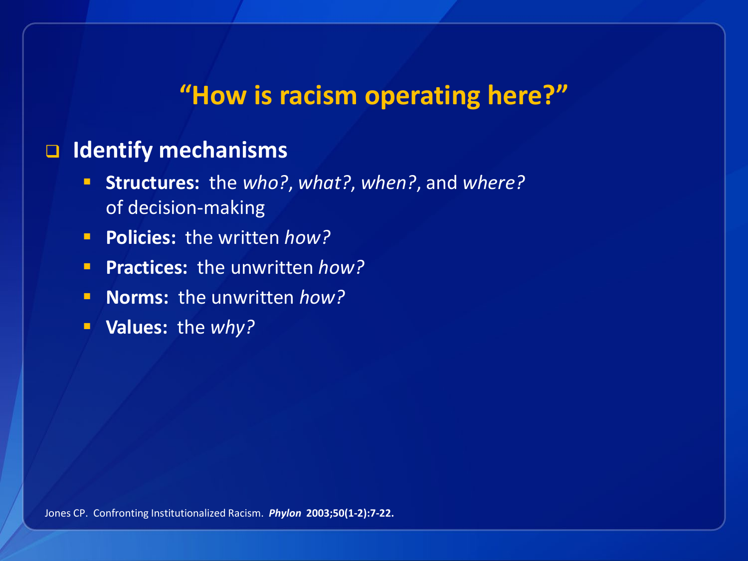## "How is racism operating here?"

- **Identify mechanisms**
  - **Structures:** the *who?*, *what?*, *when?*, and *where?* of decision-making
  - **Policies:** the written *how?*
  - **Practices:** the unwritten *how?*
  - **Norms:** the unwritten *how?*
  - **Values:** the *why?*

Jones CP. Confronting Institutionalized Racism. ***Phylon*** **2003;50(1-2):7-22.**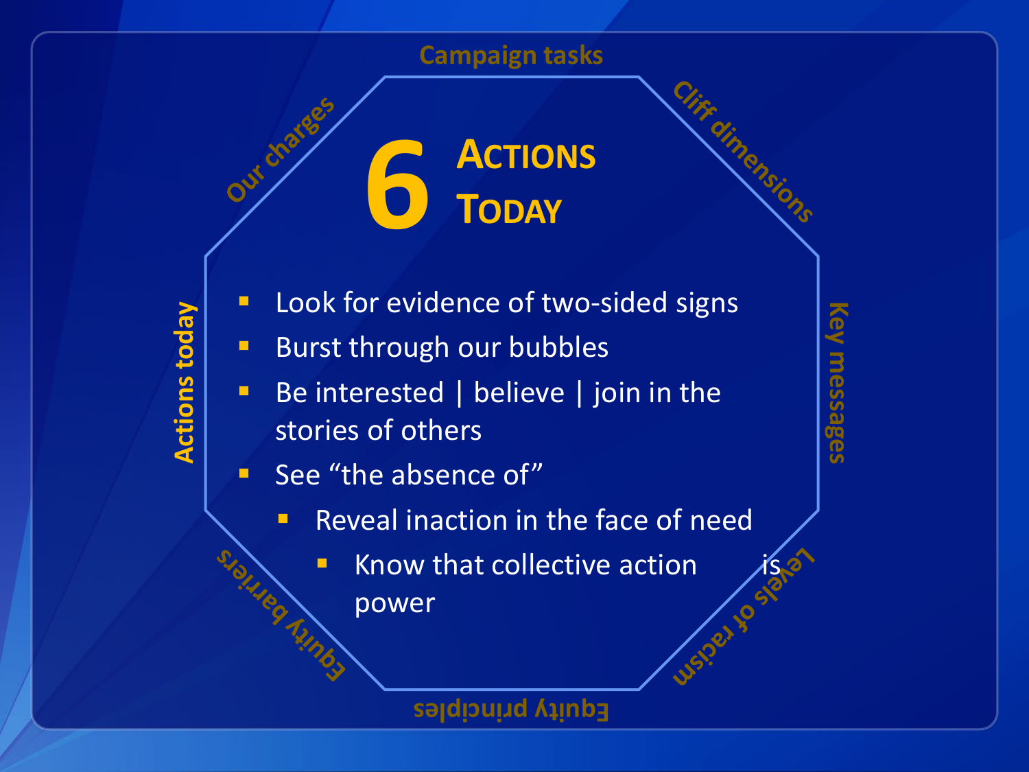Campaign tasks

Cliff dimensions

Key messages

Levels of racism

Equity principles

Equity barriers

Actions today

Our charges

# 6 Actions Today

- Look for evidence of two-sided signs
- Burst through our bubbles
- Be interested | believe | join in the stories of others
- See "the absence of"
  - Reveal inaction in the face of need
    - Know that collective action is power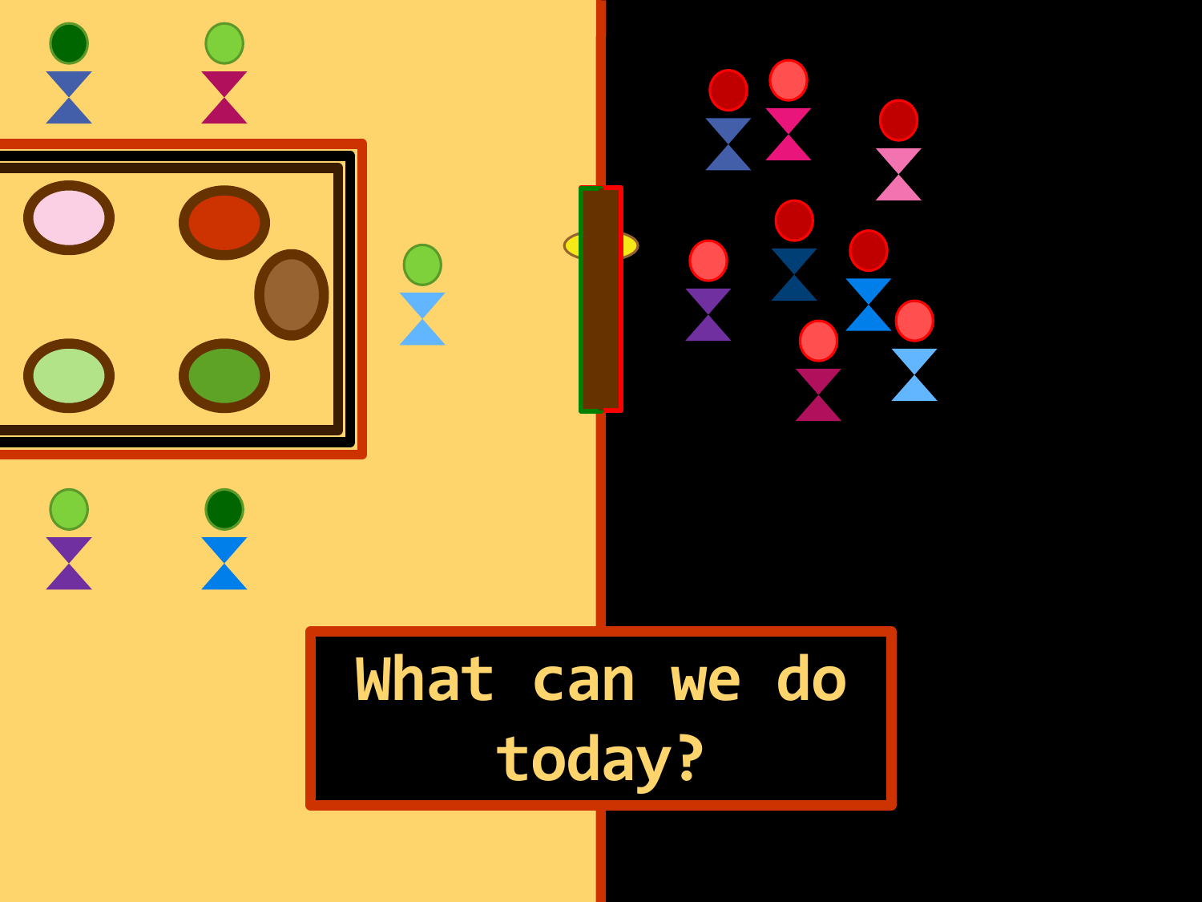What can we do today?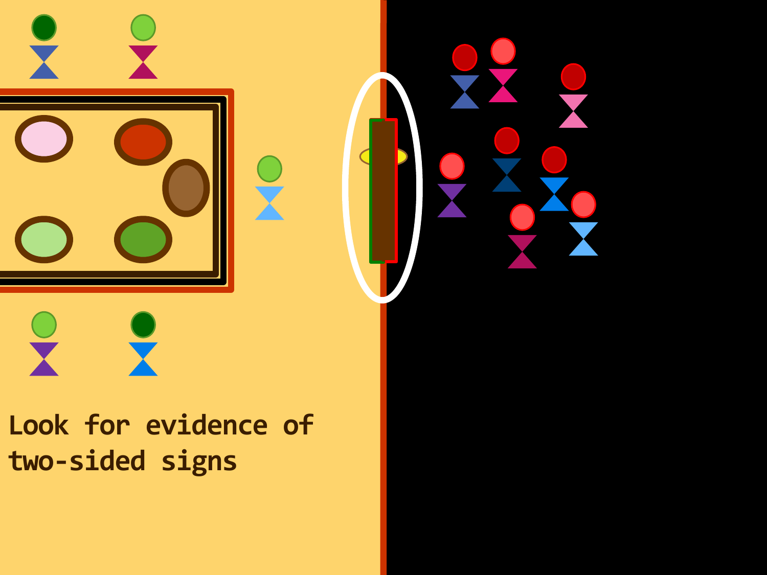Look for evidence of two-sided signs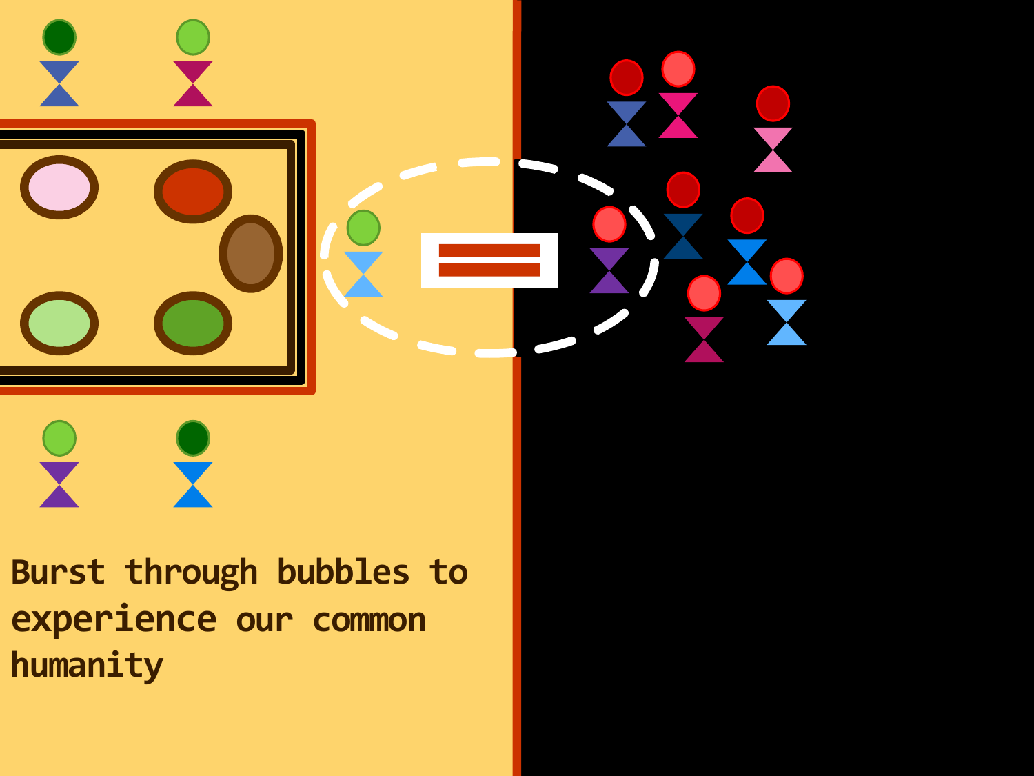Burst through bubbles to experience our common humanity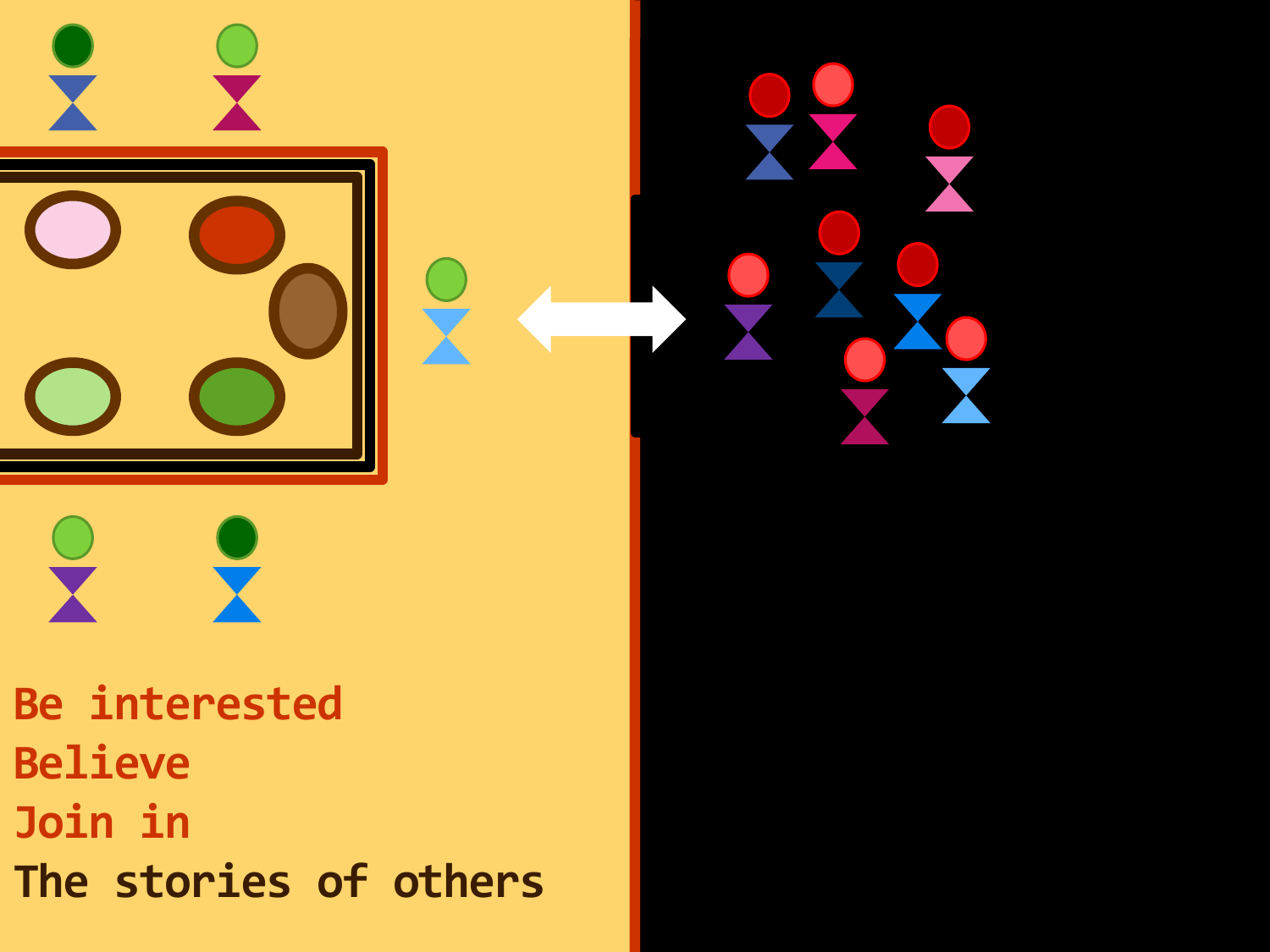Be interested
Believe
Join in
The stories of others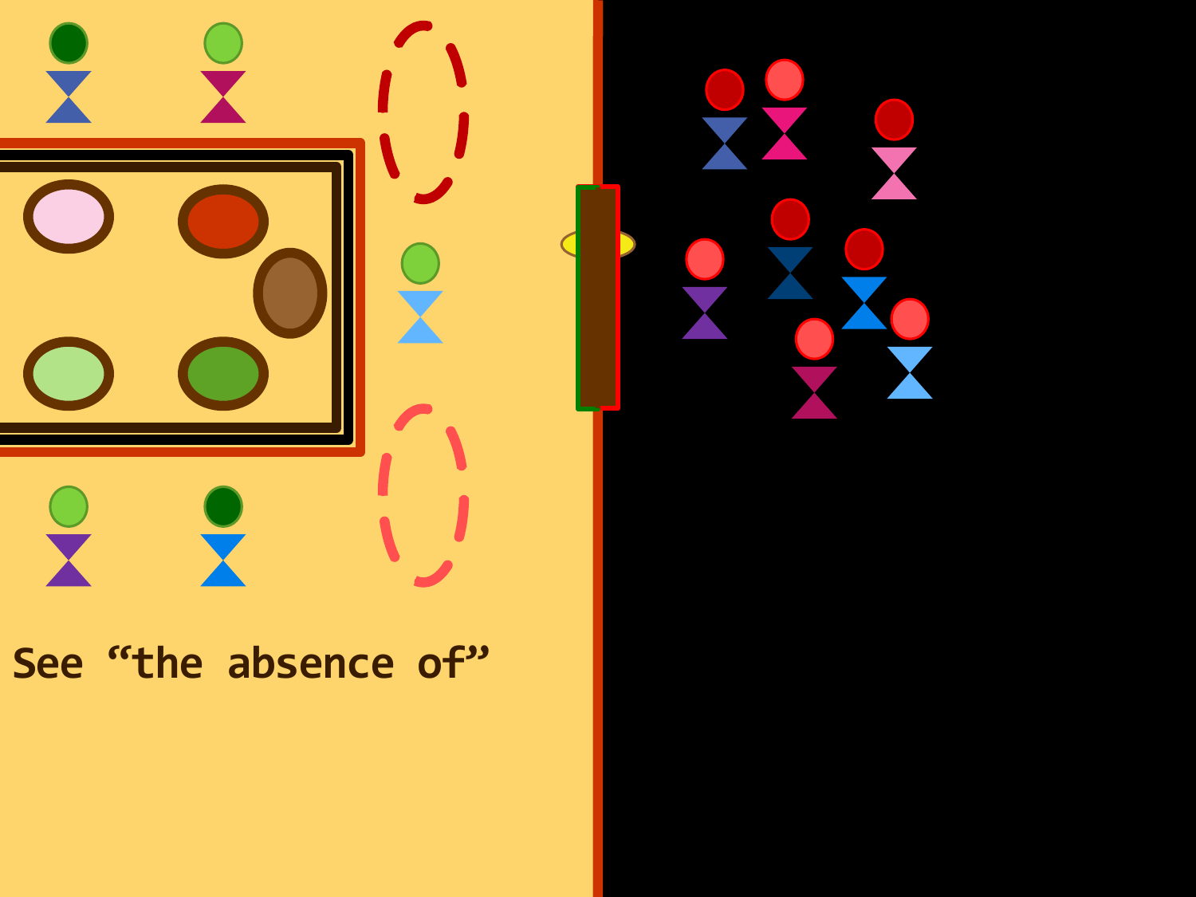See “the absence of”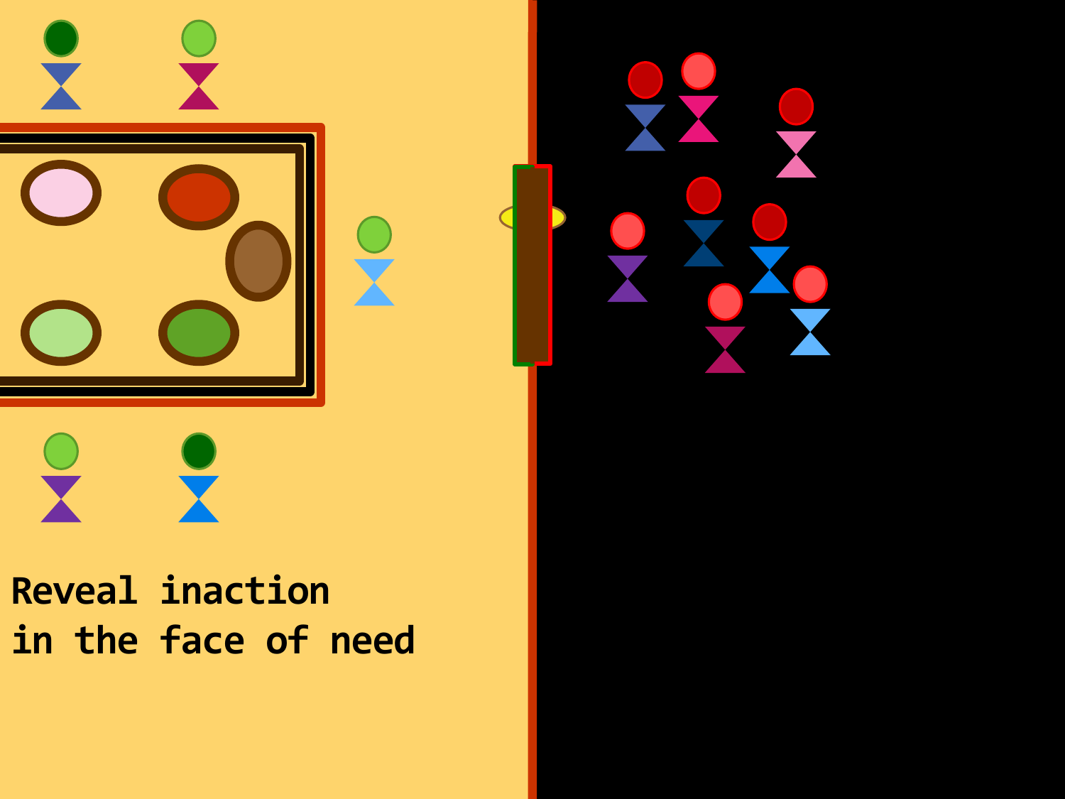Reveal inaction
in the face of need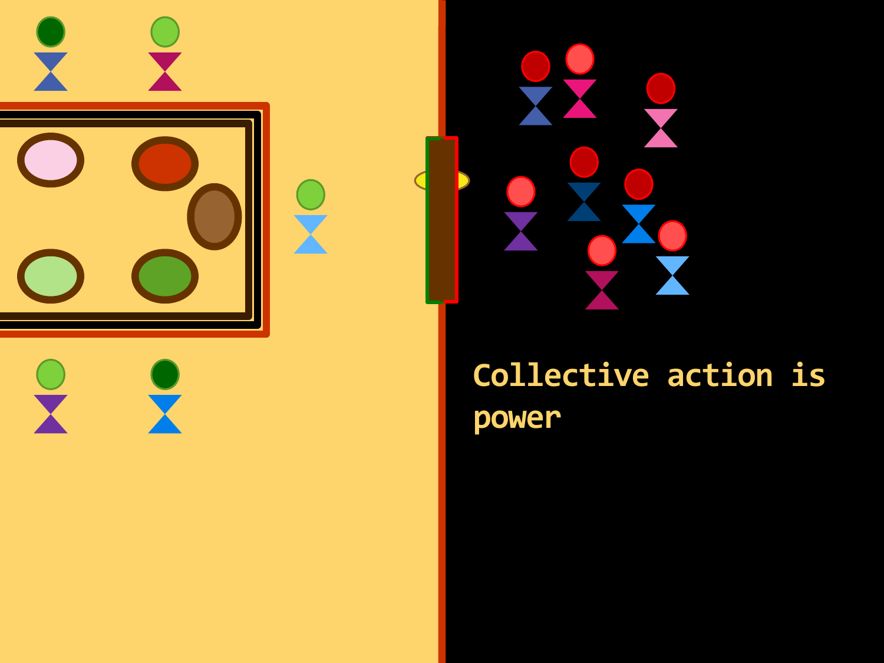Collective action is power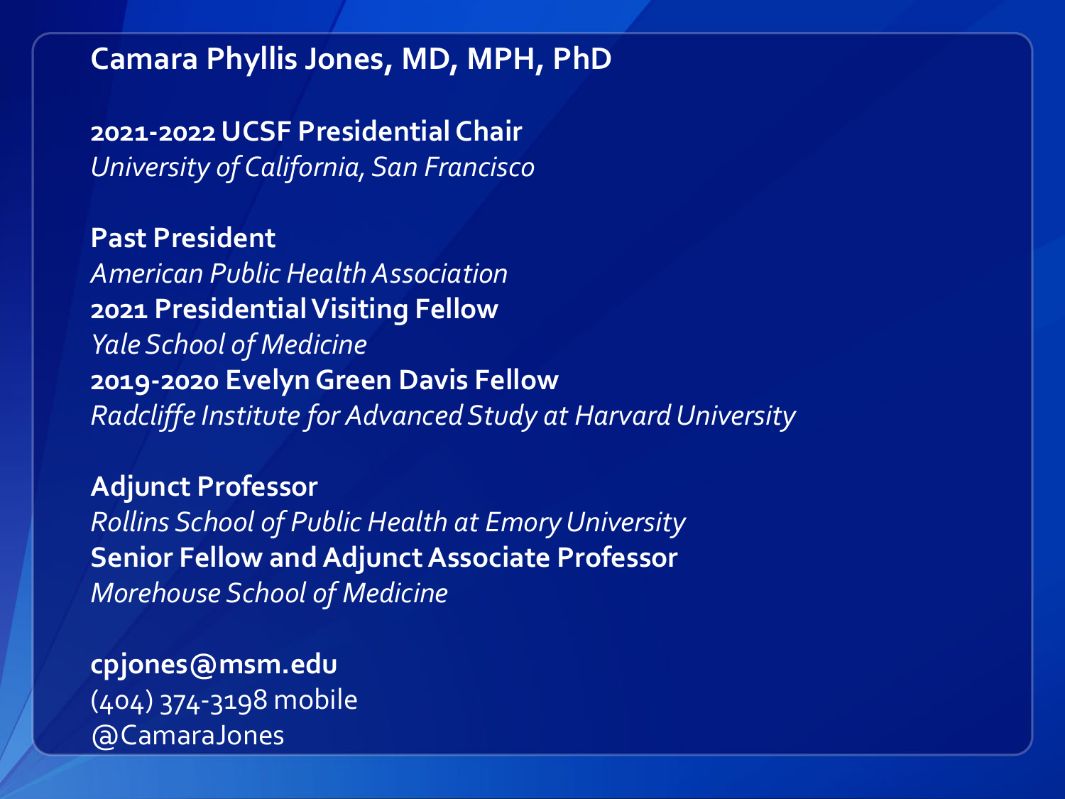**Camara Phyllis Jones, MD, MPH, PhD**

**2021-2022 UCSF Presidential Chair**
*University of California, San Francisco*

**Past President**
*American Public Health Association*
**2021 Presidential Visiting Fellow**
*Yale School of Medicine*
**2019-2020 Evelyn Green Davis Fellow**
*Radcliffe Institute for Advanced Study at Harvard University*

**Adjunct Professor**
*Rollins School of Public Health at Emory University*
**Senior Fellow and Adjunct Associate Professor**
*Morehouse School of Medicine*

**cpjones@msm.edu**
(404) 374-3198 mobile
@CamaraJones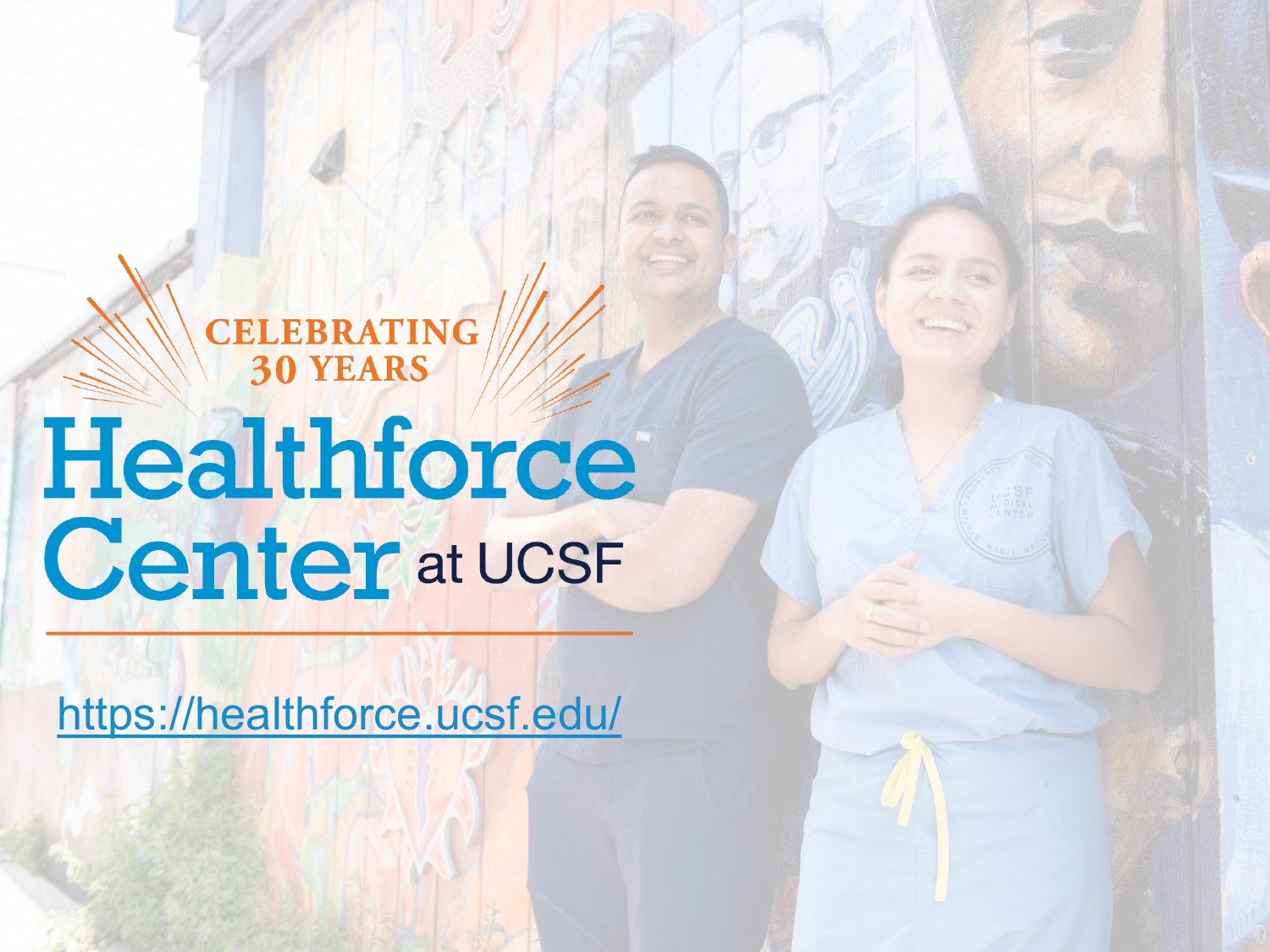CELEBRATING 30 YEARS

# Healthforce Center at UCSF

https://healthforce.ucsf.edu/